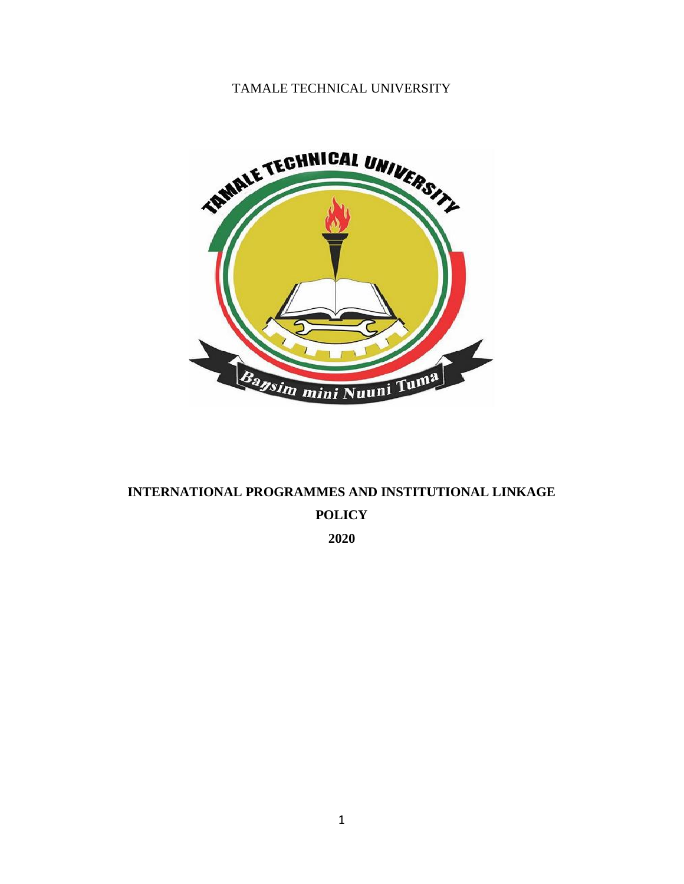TAMALE TECHNICAL UNIVERSITY

# INTERNATIONAL PROGRAMMES AND INSTITUTIONAL LINKAGE POLICY

**2020**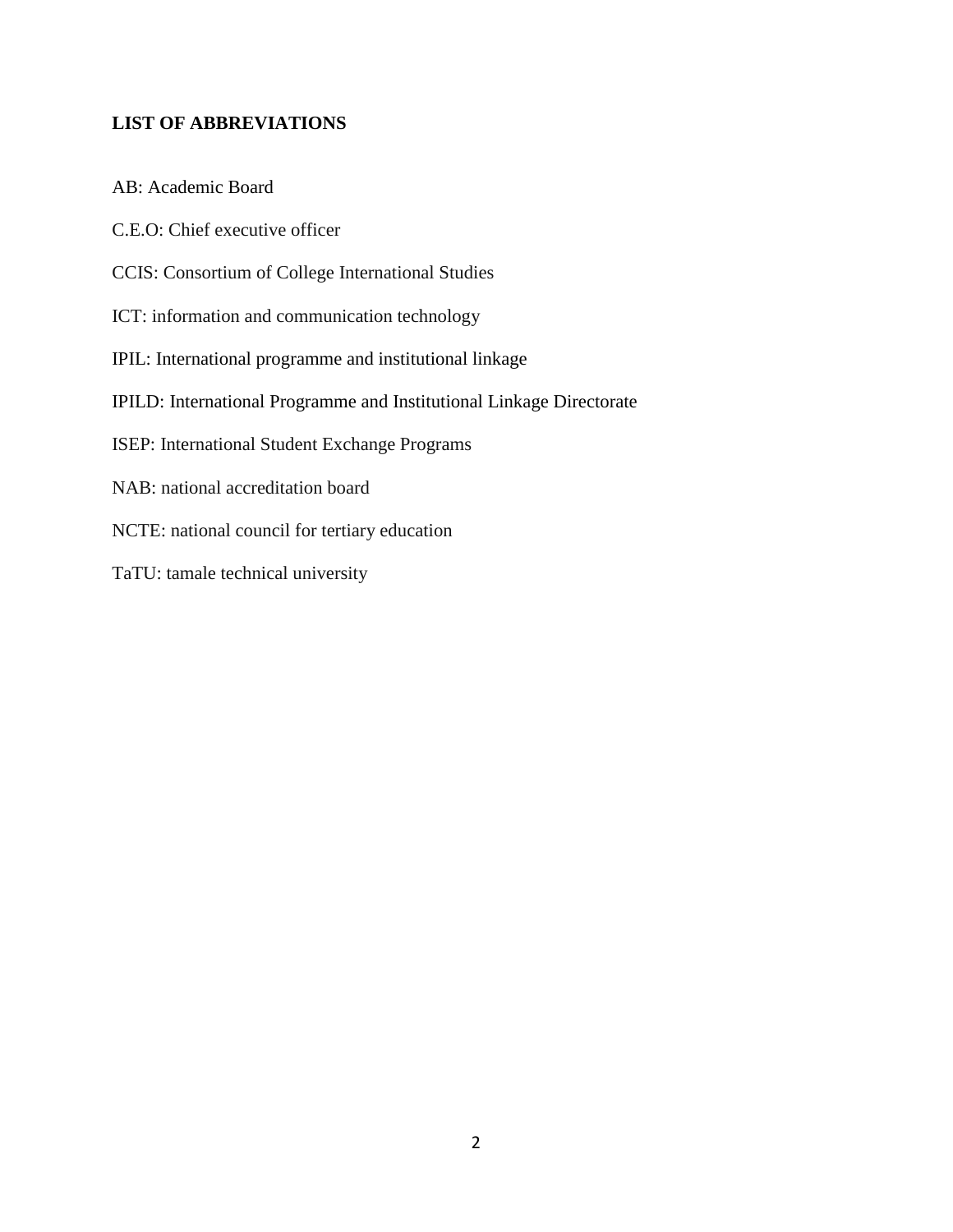## LIST OF ABBREVIATIONS

AB: Academic Board

C.E.O: Chief executive officer

CCIS: Consortium of College International Studies

ICT: information and communication technology

IPIL: International programme and institutional linkage

IPILD: International Programme and Institutional Linkage Directorate

ISEP: International Student Exchange Programs

NAB: national accreditation board

NCTE: national council for tertiary education

TaTU: tamale technical university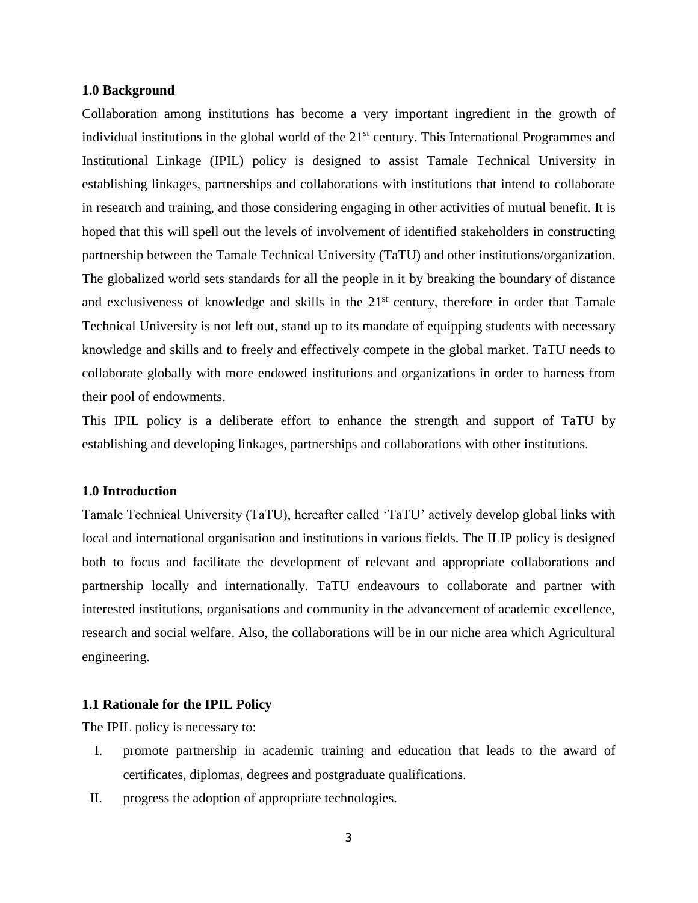## 1.0 Background

Collaboration among institutions has become a very important ingredient in the growth of individual institutions in the global world of the 21st century. This International Programmes and Institutional Linkage (IPIL) policy is designed to assist Tamale Technical University in establishing linkages, partnerships and collaborations with institutions that intend to collaborate in research and training, and those considering engaging in other activities of mutual benefit. It is hoped that this will spell out the levels of involvement of identified stakeholders in constructing partnership between the Tamale Technical University (TaTU) and other institutions/organization. The globalized world sets standards for all the people in it by breaking the boundary of distance and exclusiveness of knowledge and skills in the 21st century, therefore in order that Tamale Technical University is not left out, stand up to its mandate of equipping students with necessary knowledge and skills and to freely and effectively compete in the global market. TaTU needs to collaborate globally with more endowed institutions and organizations in order to harness from their pool of endowments.

This IPIL policy is a deliberate effort to enhance the strength and support of TaTU by establishing and developing linkages, partnerships and collaborations with other institutions.

## 1.0 Introduction

Tamale Technical University (TaTU), hereafter called 'TaTU' actively develop global links with local and international organisation and institutions in various fields. The ILIP policy is designed both to focus and facilitate the development of relevant and appropriate collaborations and partnership locally and internationally. TaTU endeavours to collaborate and partner with interested institutions, organisations and community in the advancement of academic excellence, research and social welfare. Also, the collaborations will be in our niche area which Agricultural engineering.

### 1.1 Rationale for the IPIL Policy

The IPIL policy is necessary to:

I. promote partnership in academic training and education that leads to the award of certificates, diplomas, degrees and postgraduate qualifications.

II. progress the adoption of appropriate technologies.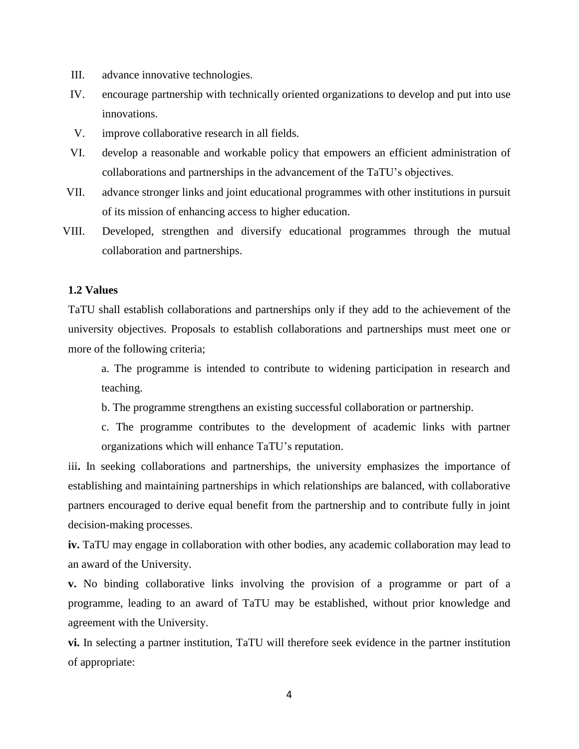III. advance innovative technologies.

IV. encourage partnership with technically oriented organizations to develop and put into use innovations.

V. improve collaborative research in all fields.

VI. develop a reasonable and workable policy that empowers an efficient administration of collaborations and partnerships in the advancement of the TaTU's objectives.

VII. advance stronger links and joint educational programmes with other institutions in pursuit of its mission of enhancing access to higher education.

VIII. Developed, strengthen and diversify educational programmes through the mutual collaboration and partnerships.

**1.2 Values**

TaTU shall establish collaborations and partnerships only if they add to the achievement of the university objectives. Proposals to establish collaborations and partnerships must meet one or more of the following criteria;

a. The programme is intended to contribute to widening participation in research and teaching.

b. The programme strengthens an existing successful collaboration or partnership.

c. The programme contributes to the development of academic links with partner organizations which will enhance TaTU's reputation.

iii**.** In seeking collaborations and partnerships, the university emphasizes the importance of establishing and maintaining partnerships in which relationships are balanced, with collaborative partners encouraged to derive equal benefit from the partnership and to contribute fully in joint decision-making processes.

**iv.** TaTU may engage in collaboration with other bodies, any academic collaboration may lead to an award of the University.

**v.** No binding collaborative links involving the provision of a programme or part of a programme, leading to an award of TaTU may be established, without prior knowledge and agreement with the University.

**vi.** In selecting a partner institution, TaTU will therefore seek evidence in the partner institution of appropriate: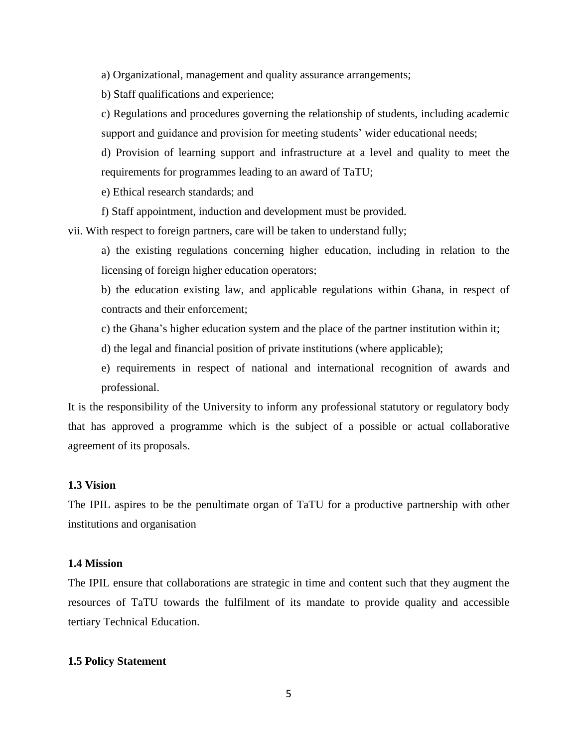a) Organizational, management and quality assurance arrangements;

b) Staff qualifications and experience;

c) Regulations and procedures governing the relationship of students, including academic support and guidance and provision for meeting students' wider educational needs;

d) Provision of learning support and infrastructure at a level and quality to meet the requirements for programmes leading to an award of TaTU;

e) Ethical research standards; and

f) Staff appointment, induction and development must be provided.

vii. With respect to foreign partners, care will be taken to understand fully;

a) the existing regulations concerning higher education, including in relation to the licensing of foreign higher education operators;

b) the education existing law, and applicable regulations within Ghana, in respect of contracts and their enforcement;

c) the Ghana's higher education system and the place of the partner institution within it;

d) the legal and financial position of private institutions (where applicable);

e) requirements in respect of national and international recognition of awards and professional.

It is the responsibility of the University to inform any professional statutory or regulatory body that has approved a programme which is the subject of a possible or actual collaborative agreement of its proposals.

### 1.3 Vision

The IPIL aspires to be the penultimate organ of TaTU for a productive partnership with other institutions and organisation

### 1.4 Mission

The IPIL ensure that collaborations are strategic in time and content such that they augment the resources of TaTU towards the fulfilment of its mandate to provide quality and accessible tertiary Technical Education.

### 1.5 Policy Statement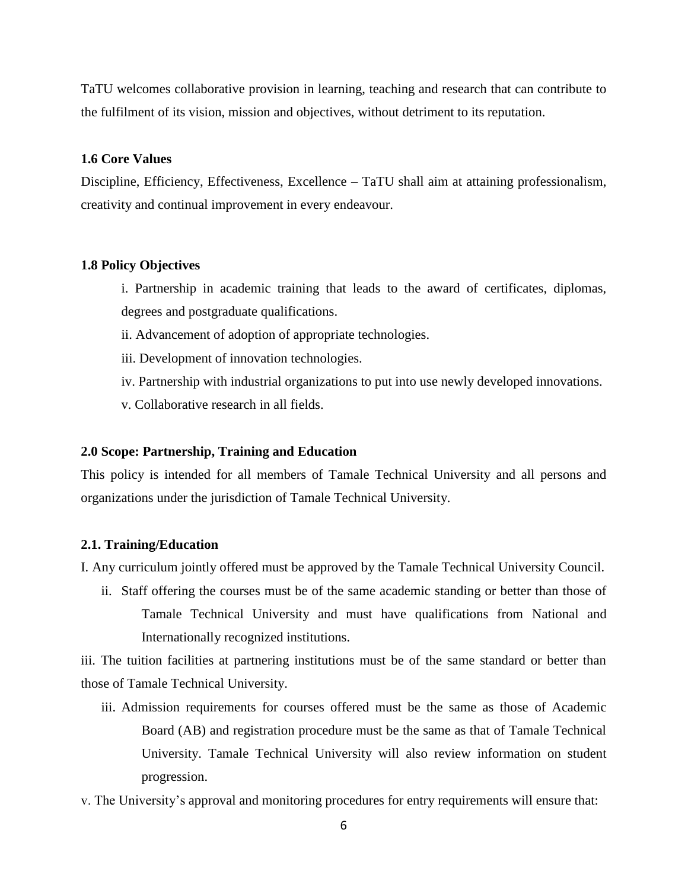TaTU welcomes collaborative provision in learning, teaching and research that can contribute to the fulfilment of its vision, mission and objectives, without detriment to its reputation.

### 1.6 Core Values

Discipline, Efficiency, Effectiveness, Excellence – TaTU shall aim at attaining professionalism, creativity and continual improvement in every endeavour.

### 1.8 Policy Objectives

i. Partnership in academic training that leads to the award of certificates, diplomas, degrees and postgraduate qualifications.

ii. Advancement of adoption of appropriate technologies.

iii. Development of innovation technologies.

iv. Partnership with industrial organizations to put into use newly developed innovations.

v. Collaborative research in all fields.

## 2.0 Scope: Partnership, Training and Education

This policy is intended for all members of Tamale Technical University and all persons and organizations under the jurisdiction of Tamale Technical University.

### 2.1. Training/Education

I. Any curriculum jointly offered must be approved by the Tamale Technical University Council.

ii. Staff offering the courses must be of the same academic standing or better than those of Tamale Technical University and must have qualifications from National and Internationally recognized institutions.

iii. The tuition facilities at partnering institutions must be of the same standard or better than those of Tamale Technical University.

iii. Admission requirements for courses offered must be the same as those of Academic Board (AB) and registration procedure must be the same as that of Tamale Technical University. Tamale Technical University will also review information on student progression.

v. The University's approval and monitoring procedures for entry requirements will ensure that: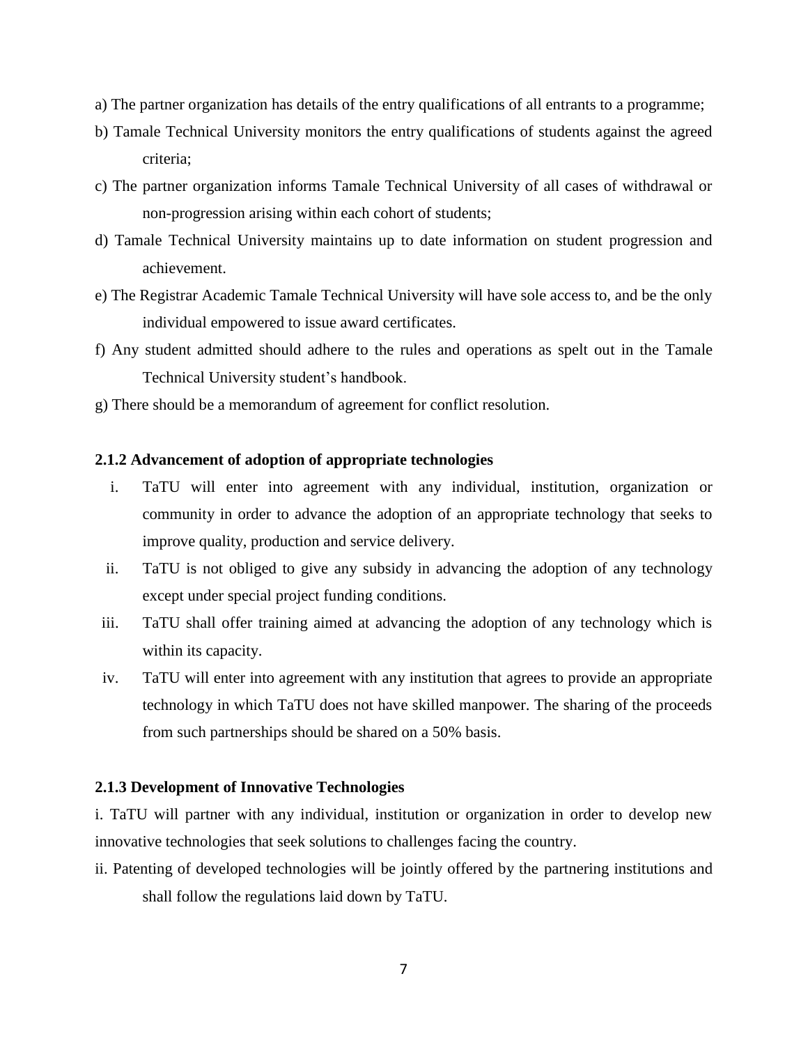a) The partner organization has details of the entry qualifications of all entrants to a programme;

b) Tamale Technical University monitors the entry qualifications of students against the agreed criteria;

c) The partner organization informs Tamale Technical University of all cases of withdrawal or non-progression arising within each cohort of students;

d) Tamale Technical University maintains up to date information on student progression and achievement.

e) The Registrar Academic Tamale Technical University will have sole access to, and be the only individual empowered to issue award certificates.

f) Any student admitted should adhere to the rules and operations as spelt out in the Tamale Technical University student's handbook.

g) There should be a memorandum of agreement for conflict resolution.

### 2.1.2 Advancement of adoption of appropriate technologies

i. TaTU will enter into agreement with any individual, institution, organization or community in order to advance the adoption of an appropriate technology that seeks to improve quality, production and service delivery.

ii. TaTU is not obliged to give any subsidy in advancing the adoption of any technology except under special project funding conditions.

iii. TaTU shall offer training aimed at advancing the adoption of any technology which is within its capacity.

iv. TaTU will enter into agreement with any institution that agrees to provide an appropriate technology in which TaTU does not have skilled manpower. The sharing of the proceeds from such partnerships should be shared on a 50% basis.

### 2.1.3 Development of Innovative Technologies

i. TaTU will partner with any individual, institution or organization in order to develop new innovative technologies that seek solutions to challenges facing the country.

ii. Patenting of developed technologies will be jointly offered by the partnering institutions and shall follow the regulations laid down by TaTU.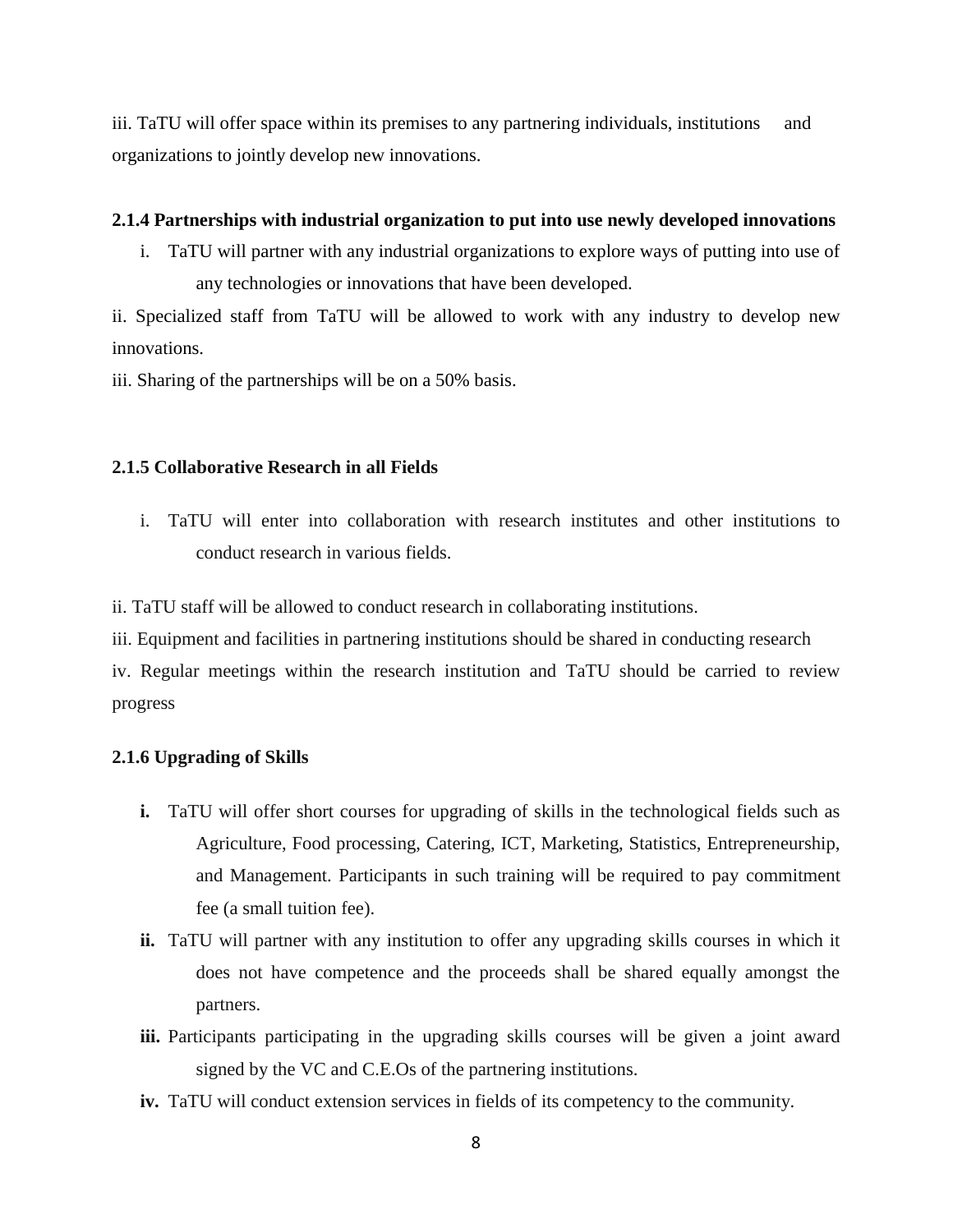iii. TaTU will offer space within its premises to any partnering individuals, institutions and organizations to jointly develop new innovations.

### 2.1.4 Partnerships with industrial organization to put into use newly developed innovations

i. TaTU will partner with any industrial organizations to explore ways of putting into use of any technologies or innovations that have been developed.

ii. Specialized staff from TaTU will be allowed to work with any industry to develop new innovations.

iii. Sharing of the partnerships will be on a 50% basis.

### 2.1.5 Collaborative Research in all Fields

i. TaTU will enter into collaboration with research institutes and other institutions to conduct research in various fields.

ii. TaTU staff will be allowed to conduct research in collaborating institutions.

iii. Equipment and facilities in partnering institutions should be shared in conducting research

iv. Regular meetings within the research institution and TaTU should be carried to review progress

### 2.1.6 Upgrading of Skills

**i.** TaTU will offer short courses for upgrading of skills in the technological fields such as Agriculture, Food processing, Catering, ICT, Marketing, Statistics, Entrepreneurship, and Management. Participants in such training will be required to pay commitment fee (a small tuition fee).

**ii.** TaTU will partner with any institution to offer any upgrading skills courses in which it does not have competence and the proceeds shall be shared equally amongst the partners.

**iii.** Participants participating in the upgrading skills courses will be given a joint award signed by the VC and C.E.Os of the partnering institutions.

**iv.** TaTU will conduct extension services in fields of its competency to the community.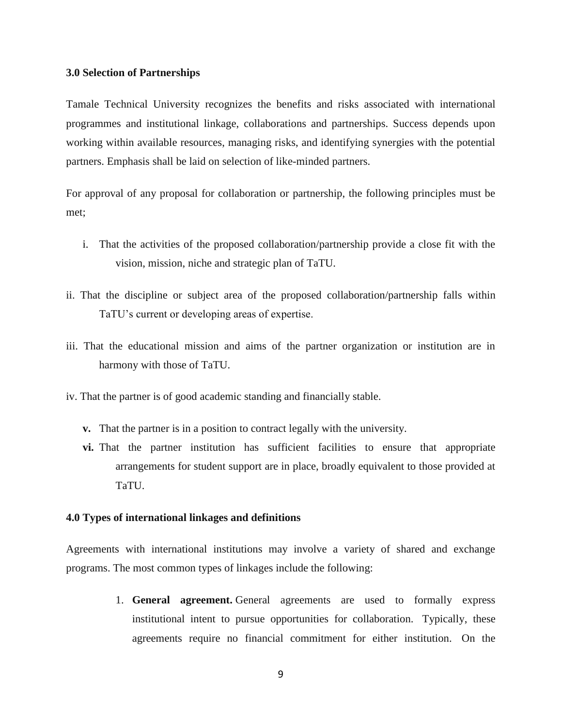**3.0 Selection of Partnerships**

Tamale Technical University recognizes the benefits and risks associated with international programmes and institutional linkage, collaborations and partnerships. Success depends upon working within available resources, managing risks, and identifying synergies with the potential partners. Emphasis shall be laid on selection of like-minded partners.

For approval of any proposal for collaboration or partnership, the following principles must be met;

i. That the activities of the proposed collaboration/partnership provide a close fit with the vision, mission, niche and strategic plan of TaTU.

ii. That the discipline or subject area of the proposed collaboration/partnership falls within TaTU's current or developing areas of expertise.

iii. That the educational mission and aims of the partner organization or institution are in harmony with those of TaTU.

iv. That the partner is of good academic standing and financially stable.

**v.** That the partner is in a position to contract legally with the university.

**vi.** That the partner institution has sufficient facilities to ensure that appropriate arrangements for student support are in place, broadly equivalent to those provided at TaTU.

**4.0 Types of international linkages and definitions**

Agreements with international institutions may involve a variety of shared and exchange programs. The most common types of linkages include the following:

1. **General agreement.** General agreements are used to formally express institutional intent to pursue opportunities for collaboration. Typically, these agreements require no financial commitment for either institution. On the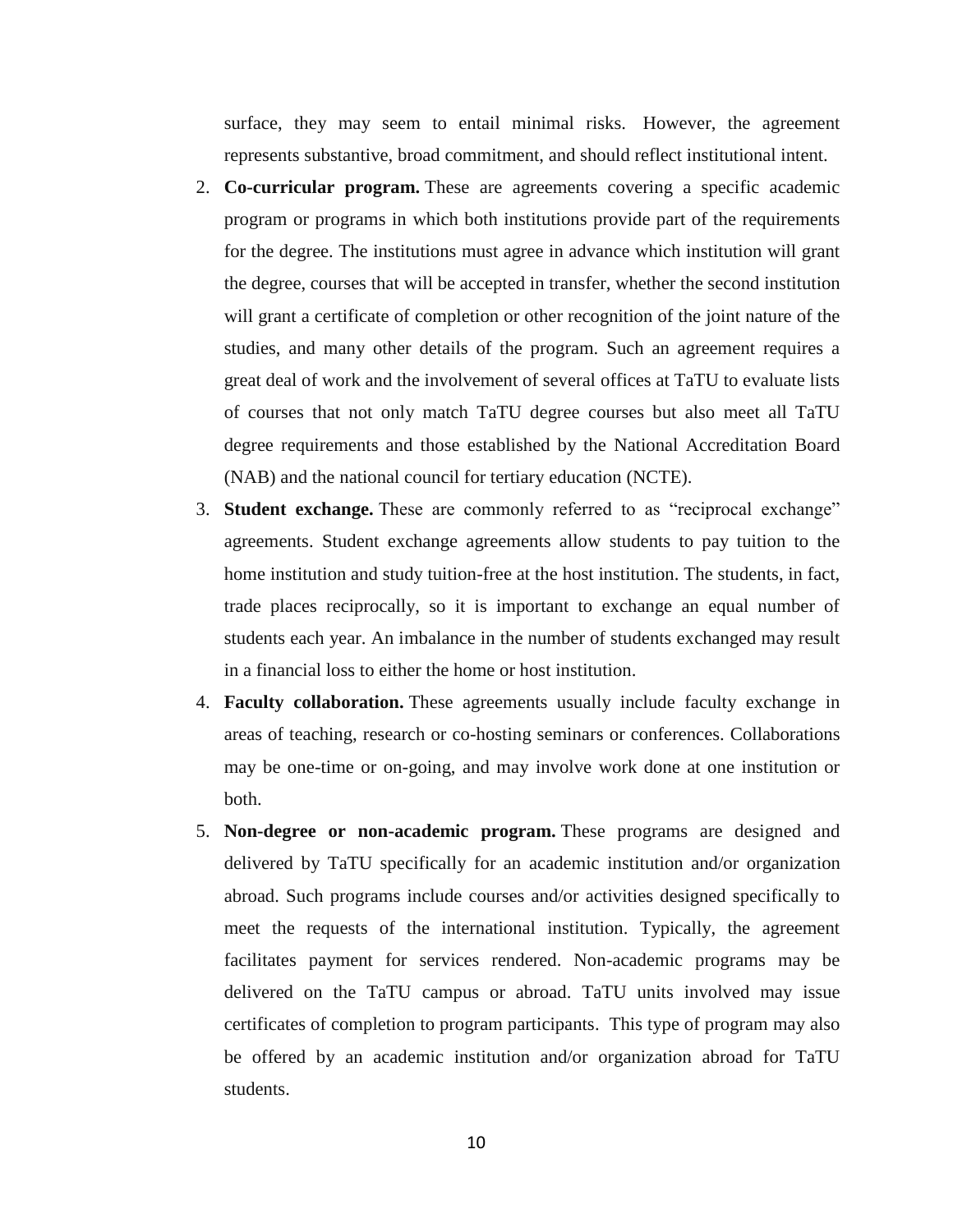surface, they may seem to entail minimal risks. However, the agreement represents substantive, broad commitment, and should reflect institutional intent.

2. **Co-curricular program.** These are agreements covering a specific academic program or programs in which both institutions provide part of the requirements for the degree. The institutions must agree in advance which institution will grant the degree, courses that will be accepted in transfer, whether the second institution will grant a certificate of completion or other recognition of the joint nature of the studies, and many other details of the program. Such an agreement requires a great deal of work and the involvement of several offices at TaTU to evaluate lists of courses that not only match TaTU degree courses but also meet all TaTU degree requirements and those established by the National Accreditation Board (NAB) and the national council for tertiary education (NCTE).
3. **Student exchange.** These are commonly referred to as "reciprocal exchange" agreements. Student exchange agreements allow students to pay tuition to the home institution and study tuition-free at the host institution. The students, in fact, trade places reciprocally, so it is important to exchange an equal number of students each year. An imbalance in the number of students exchanged may result in a financial loss to either the home or host institution.
4. **Faculty collaboration.** These agreements usually include faculty exchange in areas of teaching, research or co-hosting seminars or conferences. Collaborations may be one-time or on-going, and may involve work done at one institution or both.
5. **Non-degree or non-academic program.** These programs are designed and delivered by TaTU specifically for an academic institution and/or organization abroad. Such programs include courses and/or activities designed specifically to meet the requests of the international institution. Typically, the agreement facilitates payment for services rendered. Non-academic programs may be delivered on the TaTU campus or abroad. TaTU units involved may issue certificates of completion to program participants. This type of program may also be offered by an academic institution and/or organization abroad for TaTU students.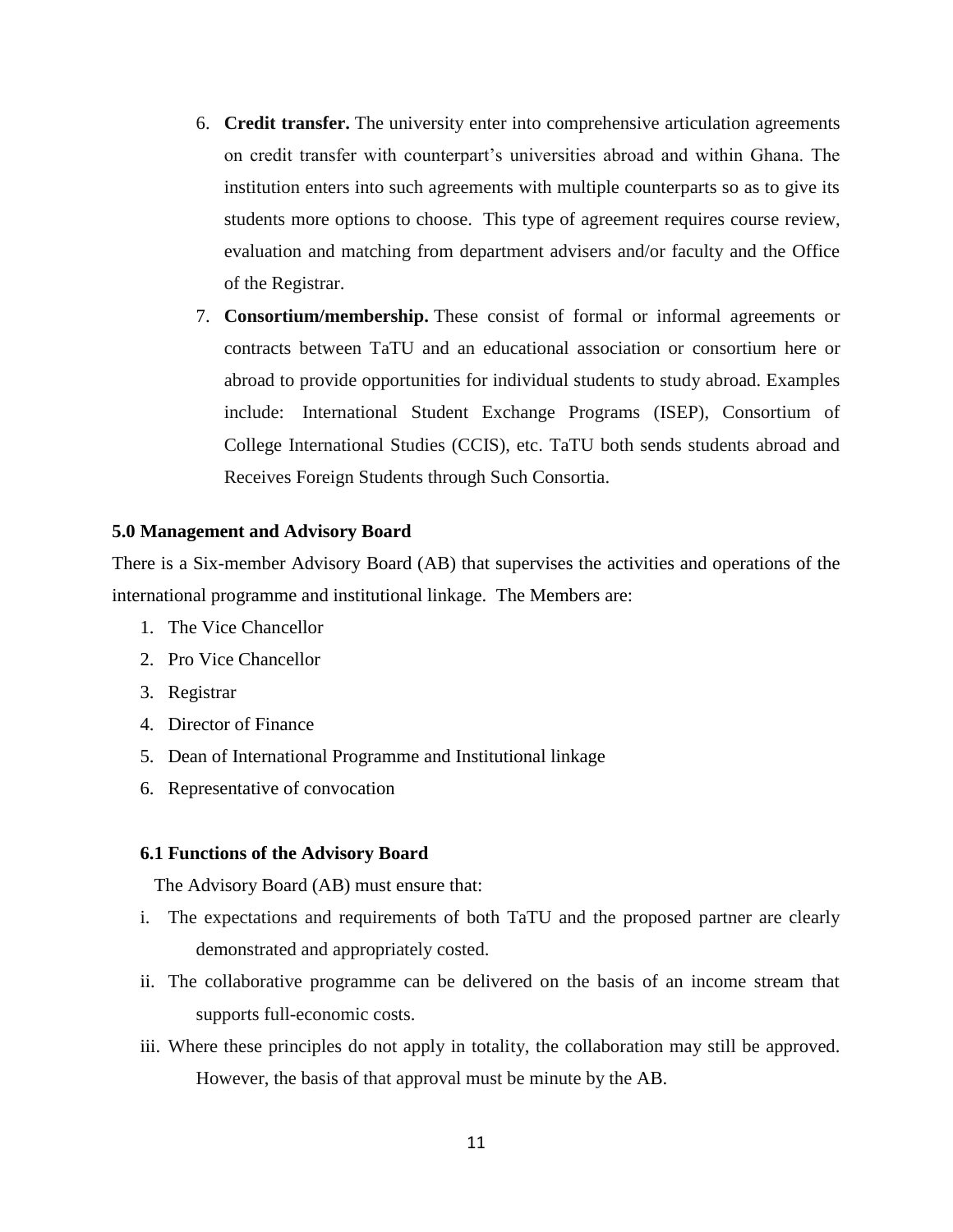6. **Credit transfer.** The university enter into comprehensive articulation agreements on credit transfer with counterpart's universities abroad and within Ghana. The institution enters into such agreements with multiple counterparts so as to give its students more options to choose. This type of agreement requires course review, evaluation and matching from department advisers and/or faculty and the Office of the Registrar.
7. **Consortium/membership.** These consist of formal or informal agreements or contracts between TaTU and an educational association or consortium here or abroad to provide opportunities for individual students to study abroad. Examples include: International Student Exchange Programs (ISEP), Consortium of College International Studies (CCIS), etc. TaTU both sends students abroad and Receives Foreign Students through Such Consortia.

## 5.0 Management and Advisory Board

There is a Six-member Advisory Board (AB) that supervises the activities and operations of the international programme and institutional linkage. The Members are:

1. The Vice Chancellor
2. Pro Vice Chancellor
3. Registrar
4. Director of Finance
5. Dean of International Programme and Institutional linkage
6. Representative of convocation

### 6.1 Functions of the Advisory Board

The Advisory Board (AB) must ensure that:

i. The expectations and requirements of both TaTU and the proposed partner are clearly demonstrated and appropriately costed.

ii. The collaborative programme can be delivered on the basis of an income stream that supports full-economic costs.

iii. Where these principles do not apply in totality, the collaboration may still be approved. However, the basis of that approval must be minute by the AB.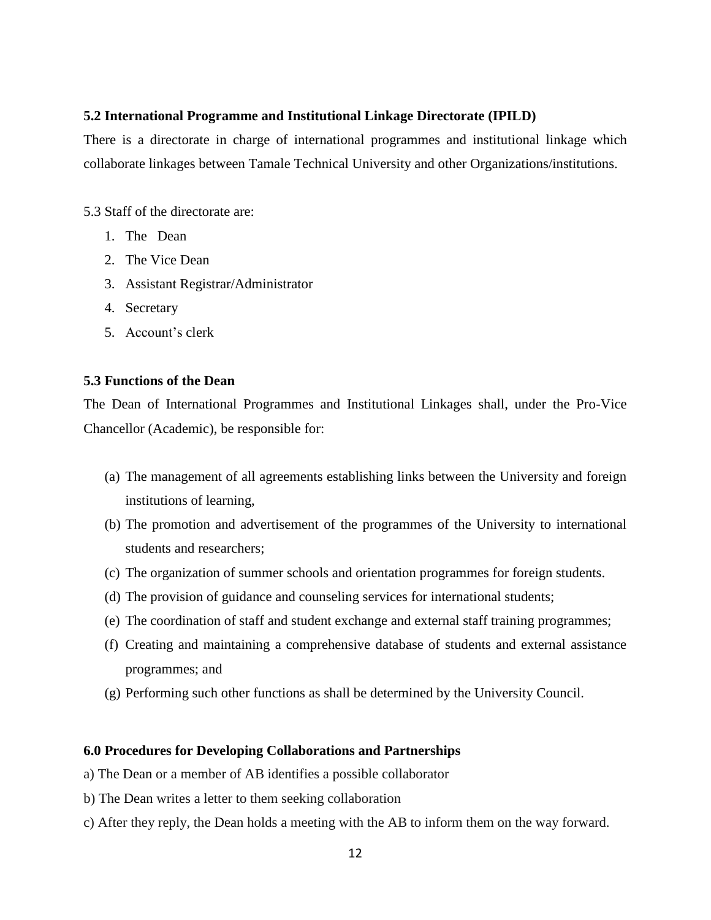**5.2 International Programme and Institutional Linkage Directorate (IPILD)**

There is a directorate in charge of international programmes and institutional linkage which collaborate linkages between Tamale Technical University and other Organizations/institutions.

5.3 Staff of the directorate are:

1. The Dean
2. The Vice Dean
3. Assistant Registrar/Administrator
4. Secretary
5. Account's clerk

**5.3 Functions of the Dean**

The Dean of International Programmes and Institutional Linkages shall, under the Pro-Vice Chancellor (Academic), be responsible for:

(a) The management of all agreements establishing links between the University and foreign institutions of learning,

(b) The promotion and advertisement of the programmes of the University to international students and researchers;

(c) The organization of summer schools and orientation programmes for foreign students.

(d) The provision of guidance and counseling services for international students;

(e) The coordination of staff and student exchange and external staff training programmes;

(f) Creating and maintaining a comprehensive database of students and external assistance programmes; and

(g) Performing such other functions as shall be determined by the University Council.

**6.0 Procedures for Developing Collaborations and Partnerships**

a) The Dean or a member of AB identifies a possible collaborator

b) The Dean writes a letter to them seeking collaboration

c) After they reply, the Dean holds a meeting with the AB to inform them on the way forward.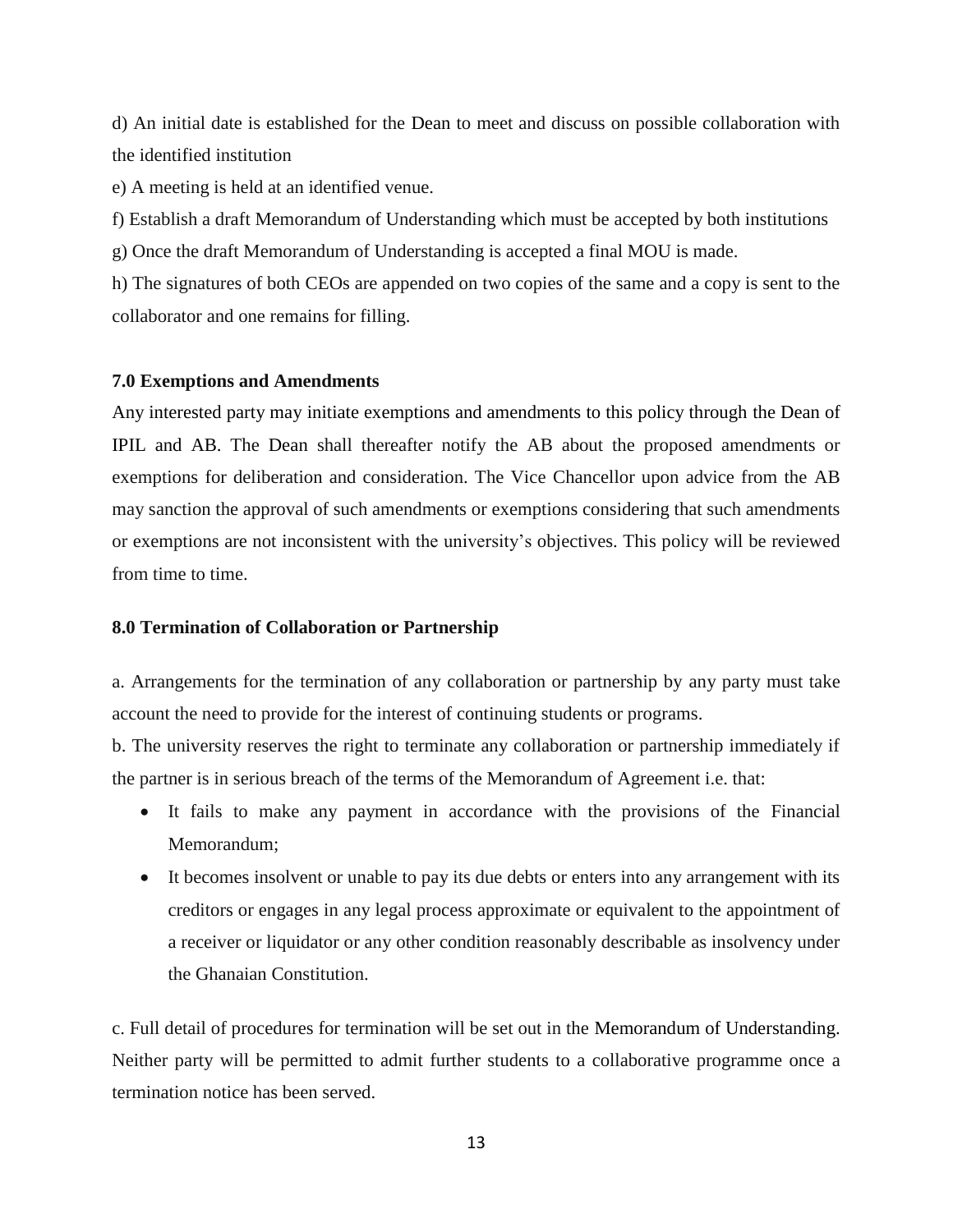d) An initial date is established for the Dean to meet and discuss on possible collaboration with the identified institution

e) A meeting is held at an identified venue.

f) Establish a draft Memorandum of Understanding which must be accepted by both institutions

g) Once the draft Memorandum of Understanding is accepted a final MOU is made.

h) The signatures of both CEOs are appended on two copies of the same and a copy is sent to the collaborator and one remains for filling.

**7.0 Exemptions and Amendments**

Any interested party may initiate exemptions and amendments to this policy through the Dean of IPIL and AB. The Dean shall thereafter notify the AB about the proposed amendments or exemptions for deliberation and consideration. The Vice Chancellor upon advice from the AB may sanction the approval of such amendments or exemptions considering that such amendments or exemptions are not inconsistent with the university's objectives. This policy will be reviewed from time to time.

**8.0 Termination of Collaboration or Partnership**

a. Arrangements for the termination of any collaboration or partnership by any party must take account the need to provide for the interest of continuing students or programs.

b. The university reserves the right to terminate any collaboration or partnership immediately if the partner is in serious breach of the terms of the Memorandum of Agreement i.e. that:

- It fails to make any payment in accordance with the provisions of the Financial Memorandum;
- It becomes insolvent or unable to pay its due debts or enters into any arrangement with its creditors or engages in any legal process approximate or equivalent to the appointment of a receiver or liquidator or any other condition reasonably describable as insolvency under the Ghanaian Constitution.

c. Full detail of procedures for termination will be set out in the Memorandum of Understanding. Neither party will be permitted to admit further students to a collaborative programme once a termination notice has been served.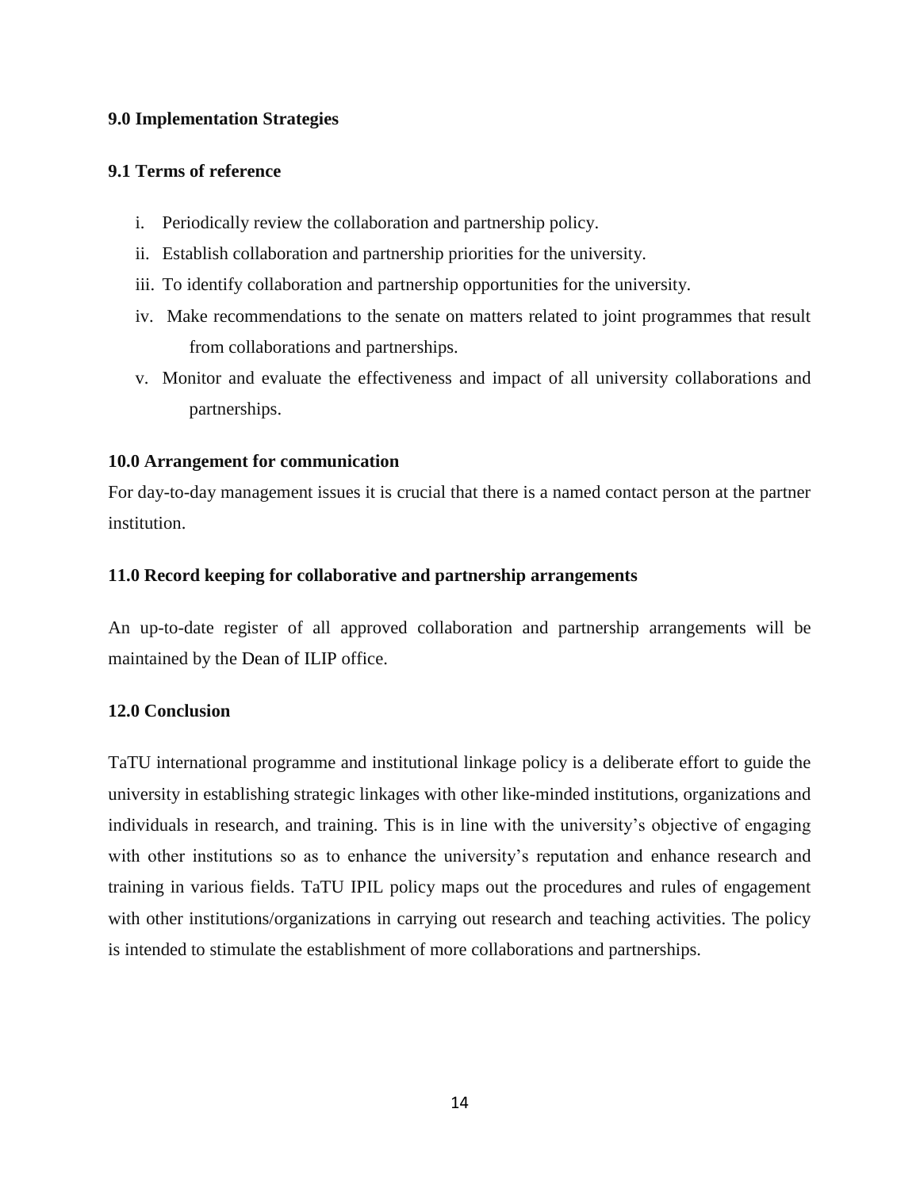## 9.0 Implementation Strategies

### 9.1 Terms of reference

i. Periodically review the collaboration and partnership policy.
ii. Establish collaboration and partnership priorities for the university.
iii. To identify collaboration and partnership opportunities for the university.
iv. Make recommendations to the senate on matters related to joint programmes that result from collaborations and partnerships.
v. Monitor and evaluate the effectiveness and impact of all university collaborations and partnerships.

## 10.0 Arrangement for communication

For day-to-day management issues it is crucial that there is a named contact person at the partner institution.

## 11.0 Record keeping for collaborative and partnership arrangements

An up-to-date register of all approved collaboration and partnership arrangements will be maintained by the Dean of ILIP office.

## 12.0 Conclusion

TaTU international programme and institutional linkage policy is a deliberate effort to guide the university in establishing strategic linkages with other like-minded institutions, organizations and individuals in research, and training. This is in line with the university's objective of engaging with other institutions so as to enhance the university's reputation and enhance research and training in various fields. TaTU IPIL policy maps out the procedures and rules of engagement with other institutions/organizations in carrying out research and teaching activities. The policy is intended to stimulate the establishment of more collaborations and partnerships.